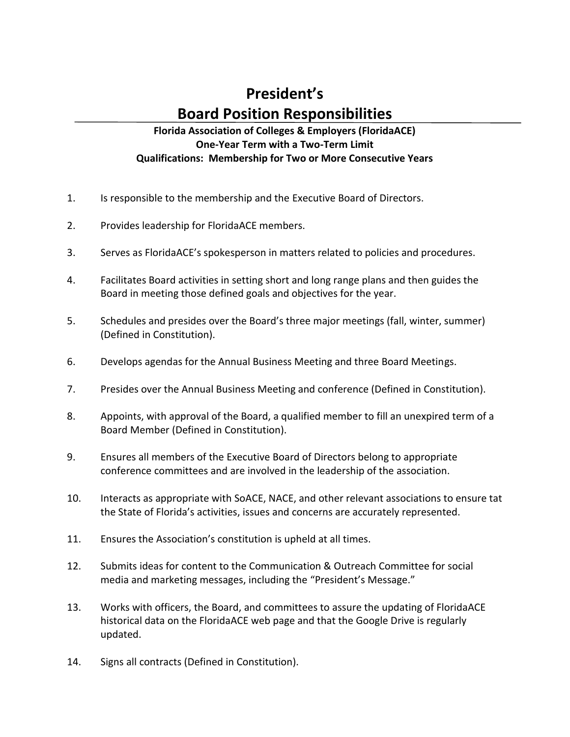# President's
# Board Position Responsibilities

**Florida Association of Colleges & Employers (FloridaACE)**
**One-Year Term with a Two-Term Limit**
**Qualifications: Membership for Two or More Consecutive Years**

1. Is responsible to the membership and the Executive Board of Directors.

2. Provides leadership for FloridaACE members.

3. Serves as FloridaACE's spokesperson in matters related to policies and procedures.

4. Facilitates Board activities in setting short and long range plans and then guides the Board in meeting those defined goals and objectives for the year.

5. Schedules and presides over the Board's three major meetings (fall, winter, summer) (Defined in Constitution).

6. Develops agendas for the Annual Business Meeting and three Board Meetings.

7. Presides over the Annual Business Meeting and conference (Defined in Constitution).

8. Appoints, with approval of the Board, a qualified member to fill an unexpired term of a Board Member (Defined in Constitution).

9. Ensures all members of the Executive Board of Directors belong to appropriate conference committees and are involved in the leadership of the association.

10. Interacts as appropriate with SoACE, NACE, and other relevant associations to ensure tat the State of Florida's activities, issues and concerns are accurately represented.

11. Ensures the Association's constitution is upheld at all times.

12. Submits ideas for content to the Communication & Outreach Committee for social media and marketing messages, including the "President's Message."

13. Works with officers, the Board, and committees to assure the updating of FloridaACE historical data on the FloridaACE web page and that the Google Drive is regularly updated.

14. Signs all contracts (Defined in Constitution).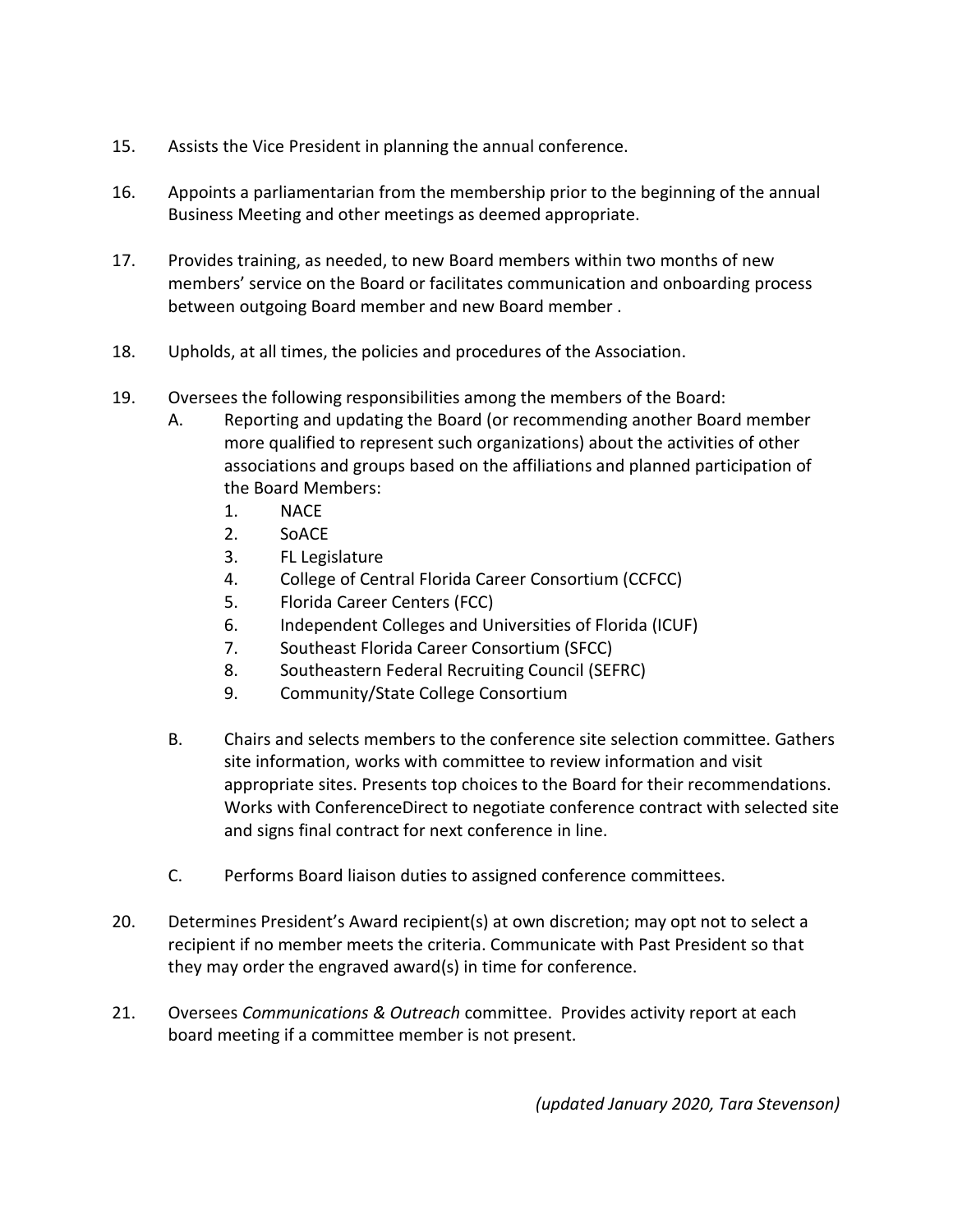15. Assists the Vice President in planning the annual conference.

16. Appoints a parliamentarian from the membership prior to the beginning of the annual Business Meeting and other meetings as deemed appropriate.

17. Provides training, as needed, to new Board members within two months of new members' service on the Board or facilitates communication and onboarding process between outgoing Board member and new Board member .

18. Upholds, at all times, the policies and procedures of the Association.

19. Oversees the following responsibilities among the members of the Board:
    A. Reporting and updating the Board (or recommending another Board member more qualified to represent such organizations) about the activities of other associations and groups based on the affiliations and planned participation of the Board Members:
        1. NACE
        2. SoACE
        3. FL Legislature
        4. College of Central Florida Career Consortium (CCFCC)
        5. Florida Career Centers (FCC)
        6. Independent Colleges and Universities of Florida (ICUF)
        7. Southeast Florida Career Consortium (SFCC)
        8. Southeastern Federal Recruiting Council (SEFRC)
        9. Community/State College Consortium

    B. Chairs and selects members to the conference site selection committee. Gathers site information, works with committee to review information and visit appropriate sites. Presents top choices to the Board for their recommendations. Works with ConferenceDirect to negotiate conference contract with selected site and signs final contract for next conference in line.

    C. Performs Board liaison duties to assigned conference committees.

20. Determines President's Award recipient(s) at own discretion; may opt not to select a recipient if no member meets the criteria. Communicate with Past President so that they may order the engraved award(s) in time for conference.

21. Oversees *Communications & Outreach* committee. Provides activity report at each board meeting if a committee member is not present.

*(updated January 2020, Tara Stevenson)*